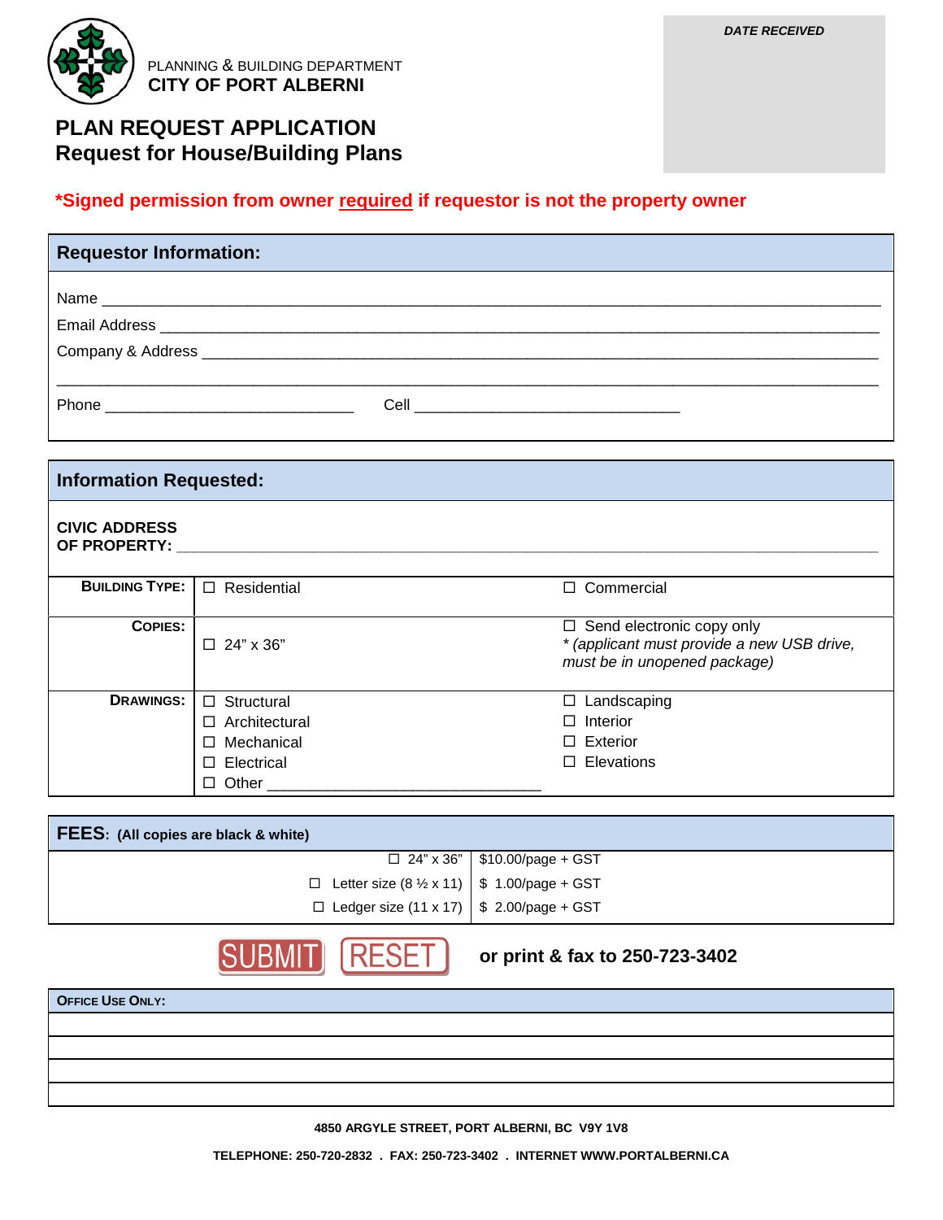PLANNING & BUILDING DEPARTMENT
**CITY OF PORT ALBERNI**

***DATE RECEIVED***

# PLAN REQUEST APPLICATION
## Request for House/Building Plans

**\*Signed permission from owner required if requestor is not the property owner**

## Requestor Information:

Name ______________________________________________

Email Address ______________________________________________

Company & Address ______________________________________________

______________________________________________

Phone ____________________ Cell ____________________

## Information Requested:

**CIVIC ADDRESS OF PROPERTY:** ______________________________________________

| | | |
|---|---|---|
| **BUILDING TYPE:** | ☐ Residential | ☐ Commercial |
| **COPIES:** | ☐ 24" x 36" | ☐ Send electronic copy only<br>*\* (applicant must provide a new USB drive, must be in unopened package)* |
| **DRAWINGS:** | ☐ Structural<br>☐ Architectural<br>☐ Mechanical<br>☐ Electrical<br>☐ Other ____________________ | ☐ Landscaping<br>☐ Interior<br>☐ Exterior<br>☐ Elevations |

## FEES: (All copies are black & white)

| | |
|---|---|
| ☐ 24" x 36" | $10.00/page + GST |
| ☐ Letter size (8 ½ x 11) | $ 1.00/page + GST |
| ☐ Ledger size (11 x 17) | $ 2.00/page + GST |

SUBMIT RESET **or print & fax to 250-723-3402**

**OFFICE USE ONLY:**

| |
|---|
| |
| |
| |
| |

**4850 ARGYLE STREET, PORT ALBERNI, BC V9Y 1V8**

**TELEPHONE: 250-720-2832 . FAX: 250-723-3402 . INTERNET WWW.PORTALBERNI.CA**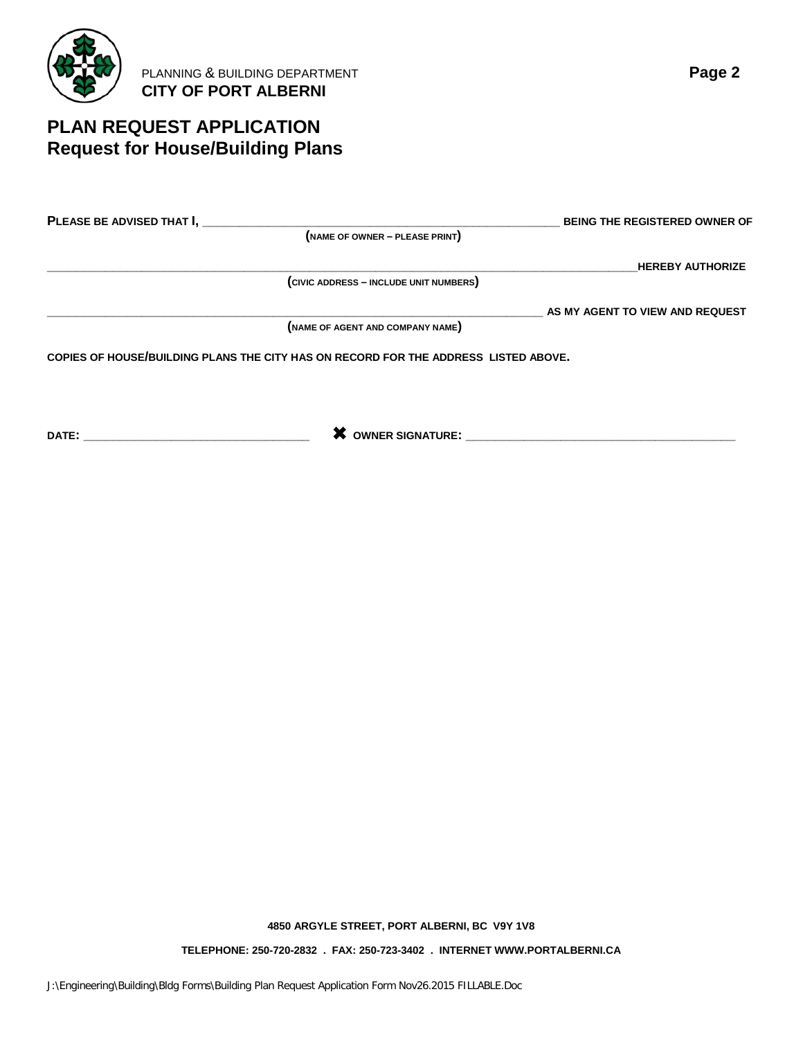PLANNING & BUILDING DEPARTMENT
**CITY OF PORT ALBERNI**

# PLAN REQUEST APPLICATION
## Request for House/Building Plans

**PLEASE BE ADVISED THAT I,** ______________________________________________ **BEING THE REGISTERED OWNER OF**
**(NAME OF OWNER – PLEASE PRINT)**

________________________________________________________________________ **HEREBY AUTHORIZE**
**(CIVIC ADDRESS – INCLUDE UNIT NUMBERS)**

________________________________________________________________ **AS MY AGENT TO VIEW AND REQUEST**
**(NAME OF AGENT AND COMPANY NAME)**

**COPIES OF HOUSE/BUILDING PLANS THE CITY HAS ON RECORD FOR THE ADDRESS LISTED ABOVE.**

**DATE:** ______________________________ ✖ **OWNER SIGNATURE:** ______________________________________

**4850 ARGYLE STREET, PORT ALBERNI, BC V9Y 1V8**

**TELEPHONE: 250-720-2832 . FAX: 250-723-3402 . INTERNET WWW.PORTALBERNI.CA**

J:\Engineering\Building\Bldg Forms\Building Plan Request Application Form Nov26.2015 FILLABLE.Doc